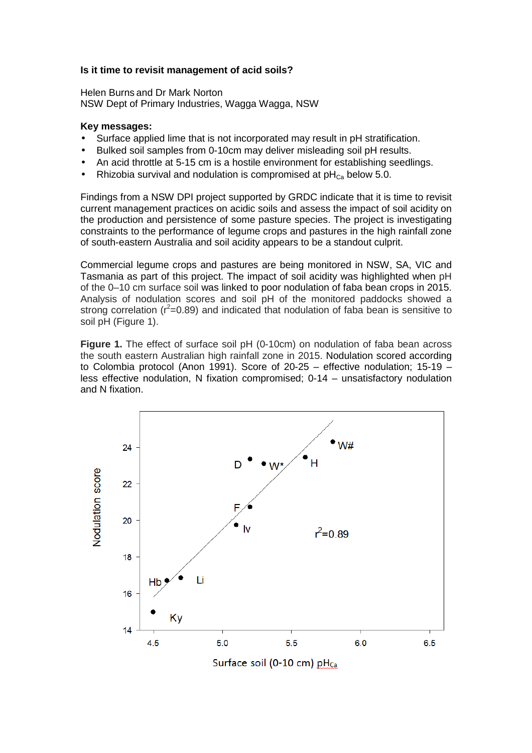**Is it time to revisit management of acid soils?**

Helen Burns and Dr Mark Norton
NSW Dept of Primary Industries, Wagga Wagga, NSW

**Key messages:**

- Surface applied lime that is not incorporated may result in pH stratification.
- Bulked soil samples from 0-10cm may deliver misleading soil pH results.
- An acid throttle at 5-15 cm is a hostile environment for establishing seedlings.
- Rhizobia survival and nodulation is compromised at $pH_{Ca}$ below 5.0.

Findings from a NSW DPI project supported by GRDC indicate that it is time to revisit current management practices on acidic soils and assess the impact of soil acidity on the production and persistence of some pasture species. The project is investigating constraints to the performance of legume crops and pastures in the high rainfall zone of south-eastern Australia and soil acidity appears to be a standout culprit.

Commercial legume crops and pastures are being monitored in NSW, SA, VIC and Tasmania as part of this project. The impact of soil acidity was highlighted when pH of the 0–10 cm surface soil was linked to poor nodulation of faba bean crops in 2015. Analysis of nodulation scores and soil pH of the monitored paddocks showed a strong correlation ($r^2$=0.89) and indicated that nodulation of faba bean is sensitive to soil pH (Figure 1).

**Figure 1.** The effect of surface soil pH (0-10cm) on nodulation of faba bean across the south eastern Australian high rainfall zone in 2015. Nodulation scored according to Colombia protocol (Anon 1991). Score of 20-25 – effective nodulation; 15-19 – less effective nodulation, N fixation compromised; 0-14 – unsatisfactory nodulation and N fixation.

Nodulation score
24
22
20
18
16
14
W#
D
W*
H
F
Iv
Hb
Li
Ky
$r^2$=0.89
4.5
5.0
5.5
6.0
6.5
Surface soil (0-10 cm) $pH_{Ca}$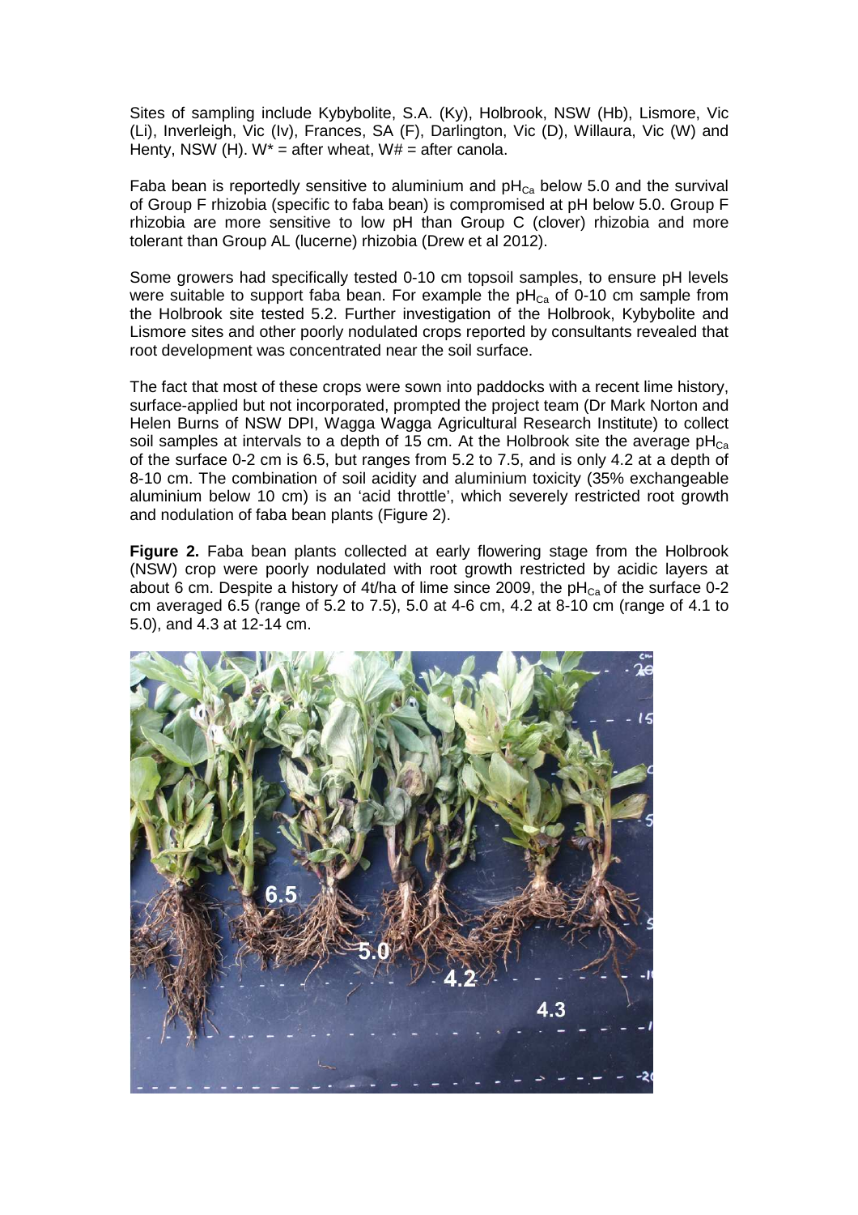Sites of sampling include Kybybolite, S.A. (Ky), Holbrook, NSW (Hb), Lismore, Vic (Li), Inverleigh, Vic (Iv), Frances, SA (F), Darlington, Vic (D), Willaura, Vic (W) and Henty, NSW (H). W* = after wheat, W# = after canola.

Faba bean is reportedly sensitive to aluminium and $pH_{Ca}$ below 5.0 and the survival of Group F rhizobia (specific to faba bean) is compromised at pH below 5.0. Group F rhizobia are more sensitive to low pH than Group C (clover) rhizobia and more tolerant than Group AL (lucerne) rhizobia (Drew et al 2012).

Some growers had specifically tested 0-10 cm topsoil samples, to ensure pH levels were suitable to support faba bean. For example the $pH_{Ca}$ of 0-10 cm sample from the Holbrook site tested 5.2. Further investigation of the Holbrook, Kybybolite and Lismore sites and other poorly nodulated crops reported by consultants revealed that root development was concentrated near the soil surface.

The fact that most of these crops were sown into paddocks with a recent lime history, surface-applied but not incorporated, prompted the project team (Dr Mark Norton and Helen Burns of NSW DPI, Wagga Wagga Agricultural Research Institute) to collect soil samples at intervals to a depth of 15 cm. At the Holbrook site the average $pH_{Ca}$ of the surface 0-2 cm is 6.5, but ranges from 5.2 to 7.5, and is only 4.2 at a depth of 8-10 cm. The combination of soil acidity and aluminium toxicity (35% exchangeable aluminium below 10 cm) is an 'acid throttle', which severely restricted root growth and nodulation of faba bean plants (Figure 2).

**Figure 2.** Faba bean plants collected at early flowering stage from the Holbrook (NSW) crop were poorly nodulated with root growth restricted by acidic layers at about 6 cm. Despite a history of 4t/ha of lime since 2009, the $pH_{Ca}$ of the surface 0-2 cm averaged 6.5 (range of 5.2 to 7.5), 5.0 at 4-6 cm, 4.2 at 8-10 cm (range of 4.1 to 5.0), and 4.3 at 12-14 cm.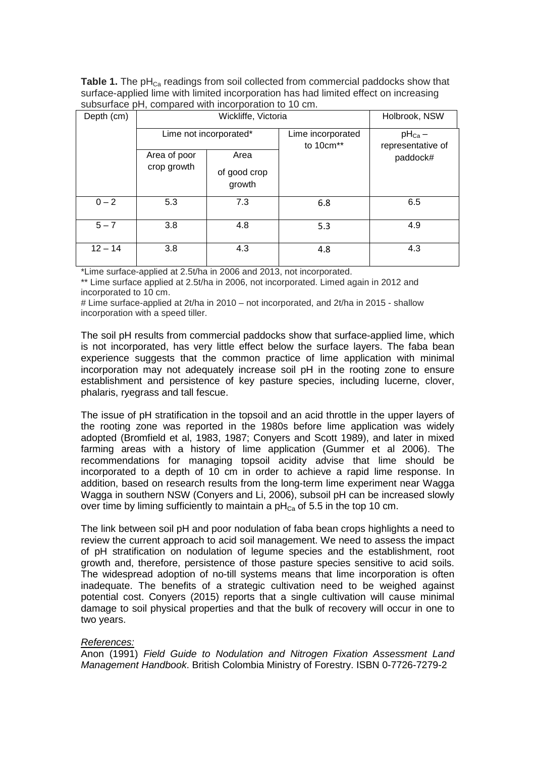**Table 1.** The $pH_{Ca}$ readings from soil collected from commercial paddocks show that surface-applied lime with limited incorporation has had limited effect on increasing subsurface pH, compared with incorporation to 10 cm.

| Depth (cm) | Wickliffe, Victoria | | | Holbrook, NSW |
|---|---|---|---|---|
| | Lime not incorporated* | | Lime incorporated to 10cm** | $pH_{Ca}$ – representative of paddock# |
| | Area of poor crop growth | Area of good crop growth | | |
| 0 – 2 | 5.3 | 7.3 | 6.8 | 6.5 |
| 5 – 7 | 3.8 | 4.8 | 5.3 | 4.9 |
| 12 – 14 | 3.8 | 4.3 | 4.8 | 4.3 |

*Lime surface-applied at 2.5t/ha in 2006 and 2013, not incorporated.

** Lime surface applied at 2.5t/ha in 2006, not incorporated. Limed again in 2012 and incorporated to 10 cm.

# Lime surface-applied at 2t/ha in 2010 – not incorporated, and 2t/ha in 2015 - shallow incorporation with a speed tiller.

The soil pH results from commercial paddocks show that surface-applied lime, which is not incorporated, has very little effect below the surface layers. The faba bean experience suggests that the common practice of lime application with minimal incorporation may not adequately increase soil pH in the rooting zone to ensure establishment and persistence of key pasture species, including lucerne, clover, phalaris, ryegrass and tall fescue.

The issue of pH stratification in the topsoil and an acid throttle in the upper layers of the rooting zone was reported in the 1980s before lime application was widely adopted (Bromfield et al, 1983, 1987; Conyers and Scott 1989), and later in mixed farming areas with a history of lime application (Gummer et al 2006). The recommendations for managing topsoil acidity advise that lime should be incorporated to a depth of 10 cm in order to achieve a rapid lime response. In addition, based on research results from the long-term lime experiment near Wagga Wagga in southern NSW (Conyers and Li, 2006), subsoil pH can be increased slowly over time by liming sufficiently to maintain a $pH_{Ca}$ of 5.5 in the top 10 cm.

The link between soil pH and poor nodulation of faba bean crops highlights a need to review the current approach to acid soil management. We need to assess the impact of pH stratification on nodulation of legume species and the establishment, root growth and, therefore, persistence of those pasture species sensitive to acid soils. The widespread adoption of no-till systems means that lime incorporation is often inadequate. The benefits of a strategic cultivation need to be weighed against potential cost. Conyers (2015) reports that a single cultivation will cause minimal damage to soil physical properties and that the bulk of recovery will occur in one to two years.

*References:*

Anon (1991) *Field Guide to Nodulation and Nitrogen Fixation Assessment Land Management Handbook*. British Colombia Ministry of Forestry. ISBN 0-7726-7279-2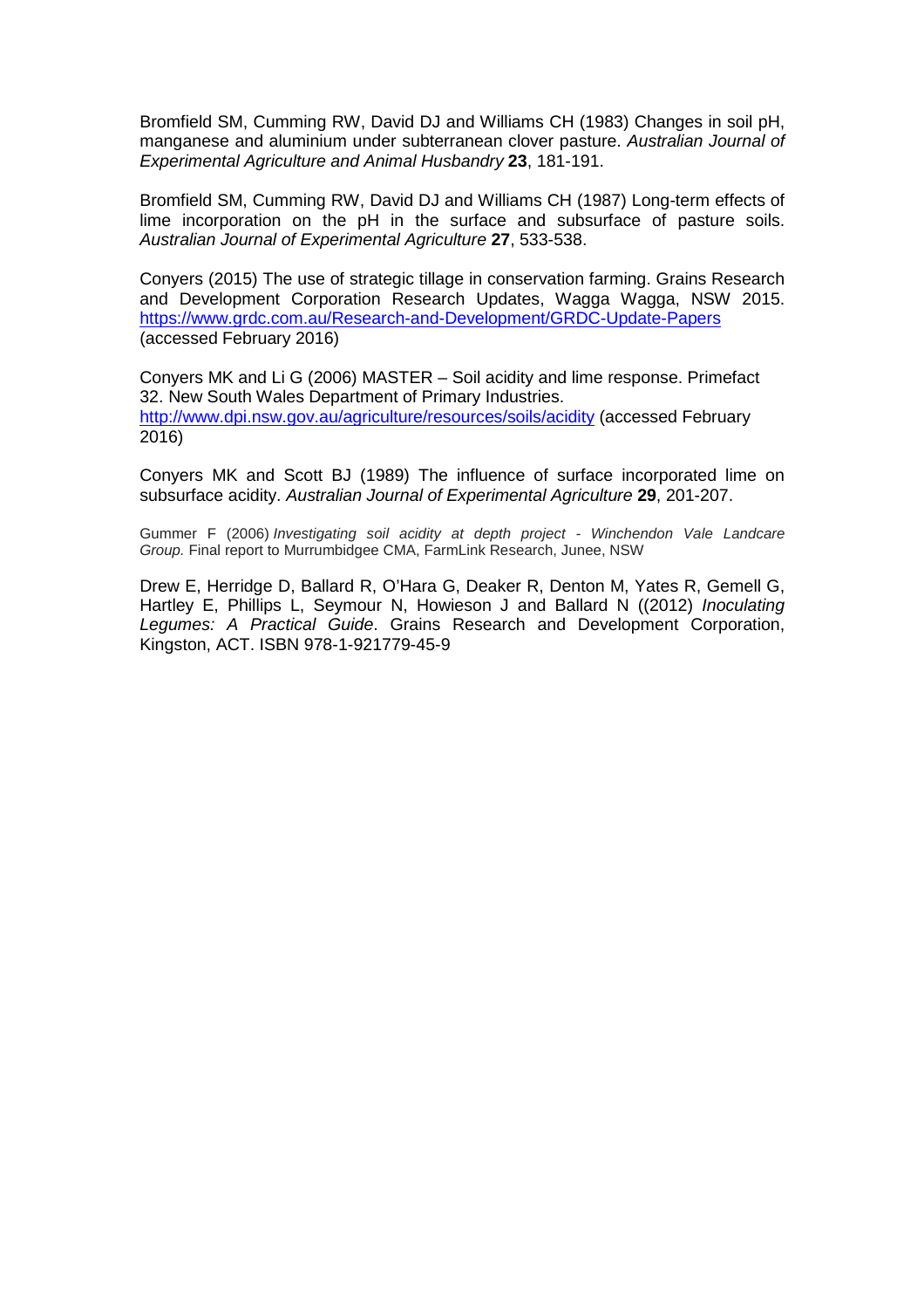Bromfield SM, Cumming RW, David DJ and Williams CH (1983) Changes in soil pH, manganese and aluminium under subterranean clover pasture. *Australian Journal of Experimental Agriculture and Animal Husbandry* **23**, 181-191.

Bromfield SM, Cumming RW, David DJ and Williams CH (1987) Long-term effects of lime incorporation on the pH in the surface and subsurface of pasture soils. *Australian Journal of Experimental Agriculture* **27**, 533-538.

Conyers (2015) The use of strategic tillage in conservation farming. Grains Research and Development Corporation Research Updates, Wagga Wagga, NSW 2015. https://www.grdc.com.au/Research-and-Development/GRDC-Update-Papers (accessed February 2016)

Conyers MK and Li G (2006) MASTER – Soil acidity and lime response. Primefact 32. New South Wales Department of Primary Industries. http://www.dpi.nsw.gov.au/agriculture/resources/soils/acidity (accessed February 2016)

Conyers MK and Scott BJ (1989) The influence of surface incorporated lime on subsurface acidity. *Australian Journal of Experimental Agriculture* **29**, 201-207.

Gummer F (2006) *Investigating soil acidity at depth project - Winchendon Vale Landcare Group.* Final report to Murrumbidgee CMA, FarmLink Research, Junee, NSW

Drew E, Herridge D, Ballard R, O'Hara G, Deaker R, Denton M, Yates R, Gemell G, Hartley E, Phillips L, Seymour N, Howieson J and Ballard N ((2012) *Inoculating Legumes: A Practical Guide*. Grains Research and Development Corporation, Kingston, ACT. ISBN 978-1-921779-45-9